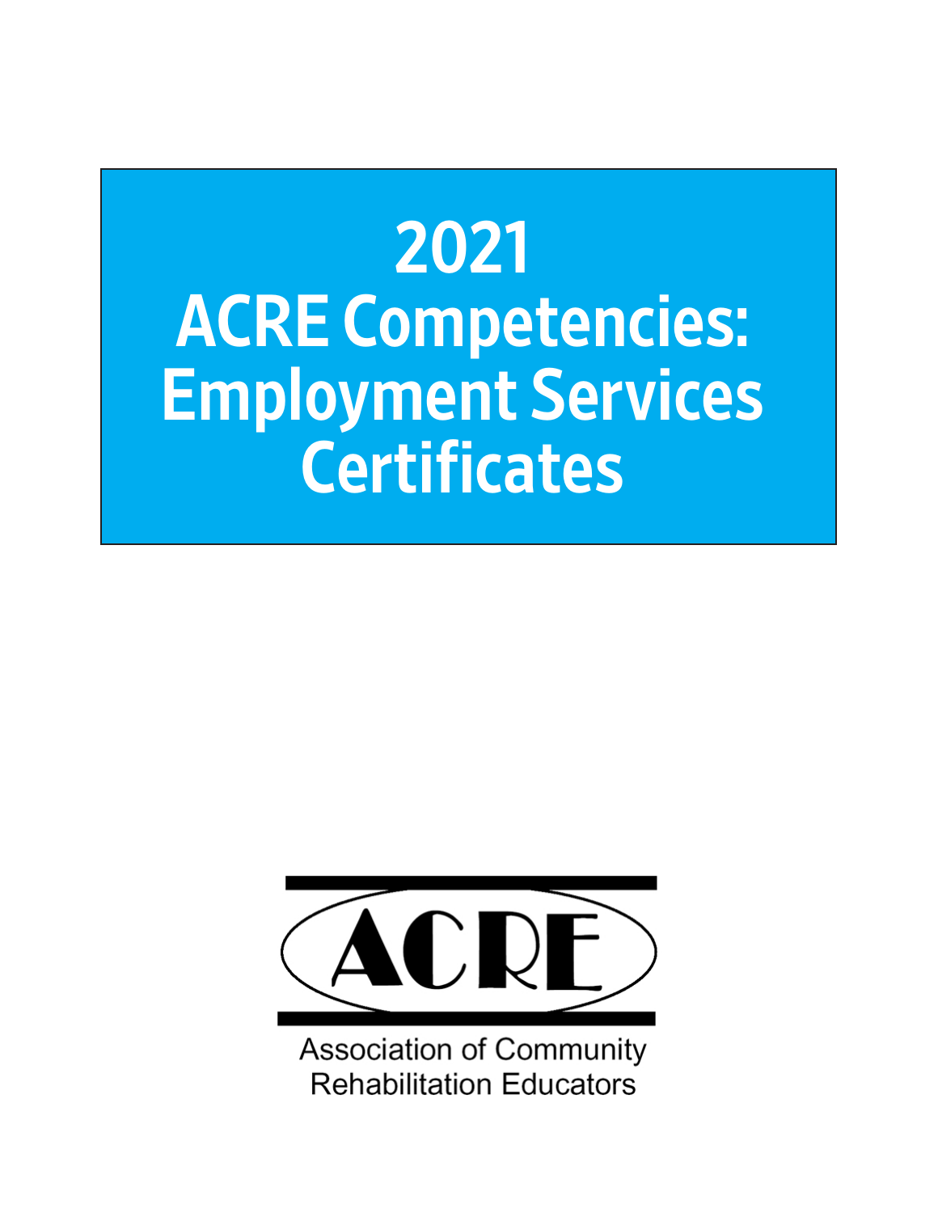# 2021 ACRE Competencies: Employment Services Certificates

ACRE

Association of Community Rehabilitation Educators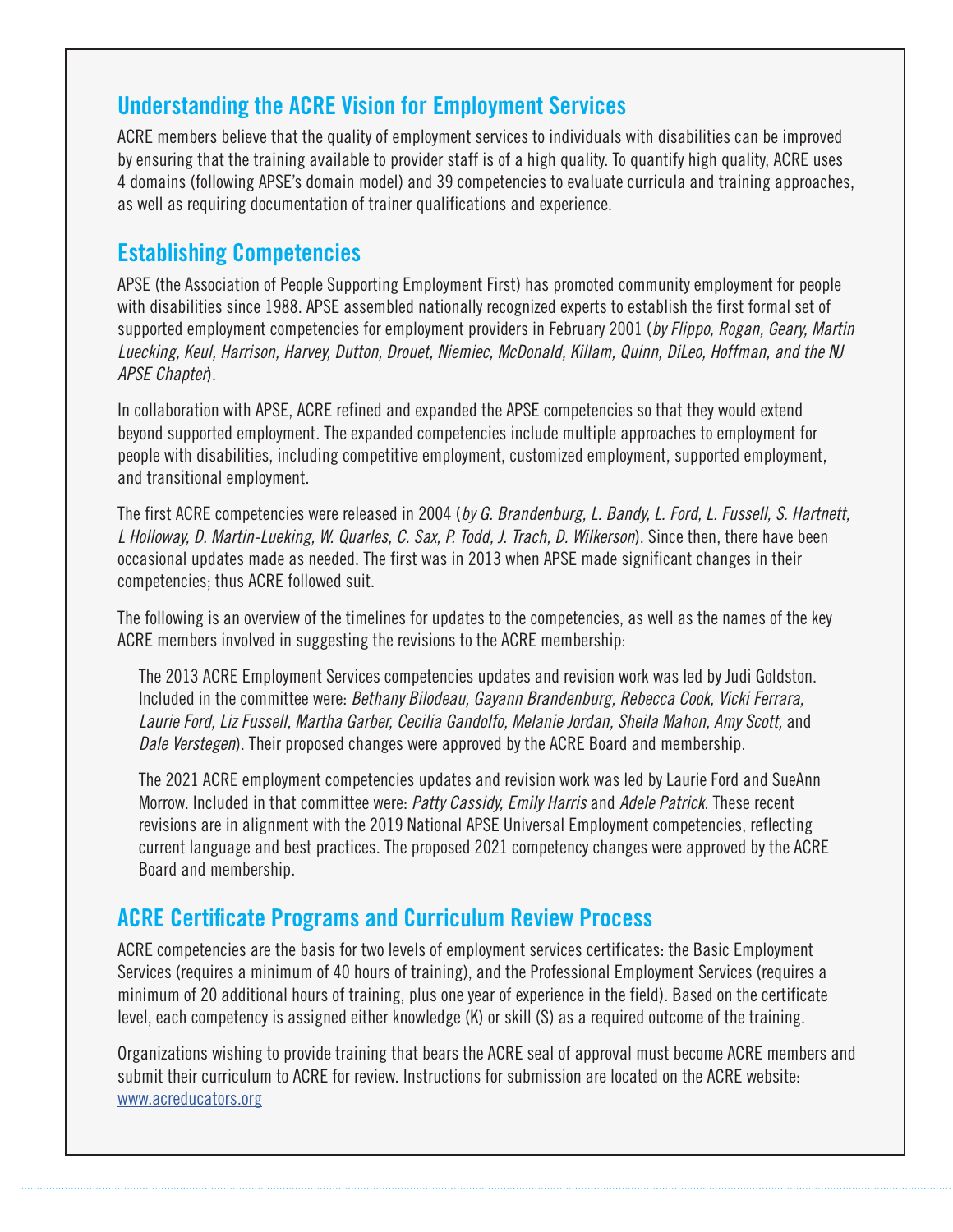## Understanding the ACRE Vision for Employment Services

ACRE members believe that the quality of employment services to individuals with disabilities can be improved by ensuring that the training available to provider staff is of a high quality. To quantify high quality, ACRE uses 4 domains (following APSE's domain model) and 39 competencies to evaluate curricula and training approaches, as well as requiring documentation of trainer qualifications and experience.

## Establishing Competencies

APSE (the Association of People Supporting Employment First) has promoted community employment for people with disabilities since 1988. APSE assembled nationally recognized experts to establish the first formal set of supported employment competencies for employment providers in February 2001 (*by Flippo, Rogan, Geary, Martin Luecking, Keul, Harrison, Harvey, Dutton, Drouet, Niemiec, McDonald, Killam, Quinn, DiLeo, Hoffman, and the NJ APSE Chapter*).

In collaboration with APSE, ACRE refined and expanded the APSE competencies so that they would extend beyond supported employment. The expanded competencies include multiple approaches to employment for people with disabilities, including competitive employment, customized employment, supported employment, and transitional employment.

The first ACRE competencies were released in 2004 (*by G. Brandenburg, L. Bandy, L. Ford, L. Fussell, S. Hartnett, L Holloway, D. Martin-Lueking, W. Quarles, C. Sax, P. Todd, J. Trach, D. Wilkerson*). Since then, there have been occasional updates made as needed. The first was in 2013 when APSE made significant changes in their competencies; thus ACRE followed suit.

The following is an overview of the timelines for updates to the competencies, as well as the names of the key ACRE members involved in suggesting the revisions to the ACRE membership:

> The 2013 ACRE Employment Services competencies updates and revision work was led by Judi Goldston. Included in the committee were: *Bethany Bilodeau, Gayann Brandenburg, Rebecca Cook, Vicki Ferrara, Laurie Ford, Liz Fussell, Martha Garber, Cecilia Gandolfo, Melanie Jordan, Sheila Mahon, Amy Scott,* and *Dale Verstegen*). Their proposed changes were approved by the ACRE Board and membership.
>
> The 2021 ACRE employment competencies updates and revision work was led by Laurie Ford and SueAnn Morrow. Included in that committee were: *Patty Cassidy, Emily Harris* and *Adele Patrick*. These recent revisions are in alignment with the 2019 National APSE Universal Employment competencies, reflecting current language and best practices. The proposed 2021 competency changes were approved by the ACRE Board and membership.

## ACRE Certificate Programs and Curriculum Review Process

ACRE competencies are the basis for two levels of employment services certificates: the Basic Employment Services (requires a minimum of 40 hours of training), and the Professional Employment Services (requires a minimum of 20 additional hours of training, plus one year of experience in the field). Based on the certificate level, each competency is assigned either knowledge (K) or skill (S) as a required outcome of the training.

Organizations wishing to provide training that bears the ACRE seal of approval must become ACRE members and submit their curriculum to ACRE for review. Instructions for submission are located on the ACRE website: [www.acreducators.org](www.acreducators.org)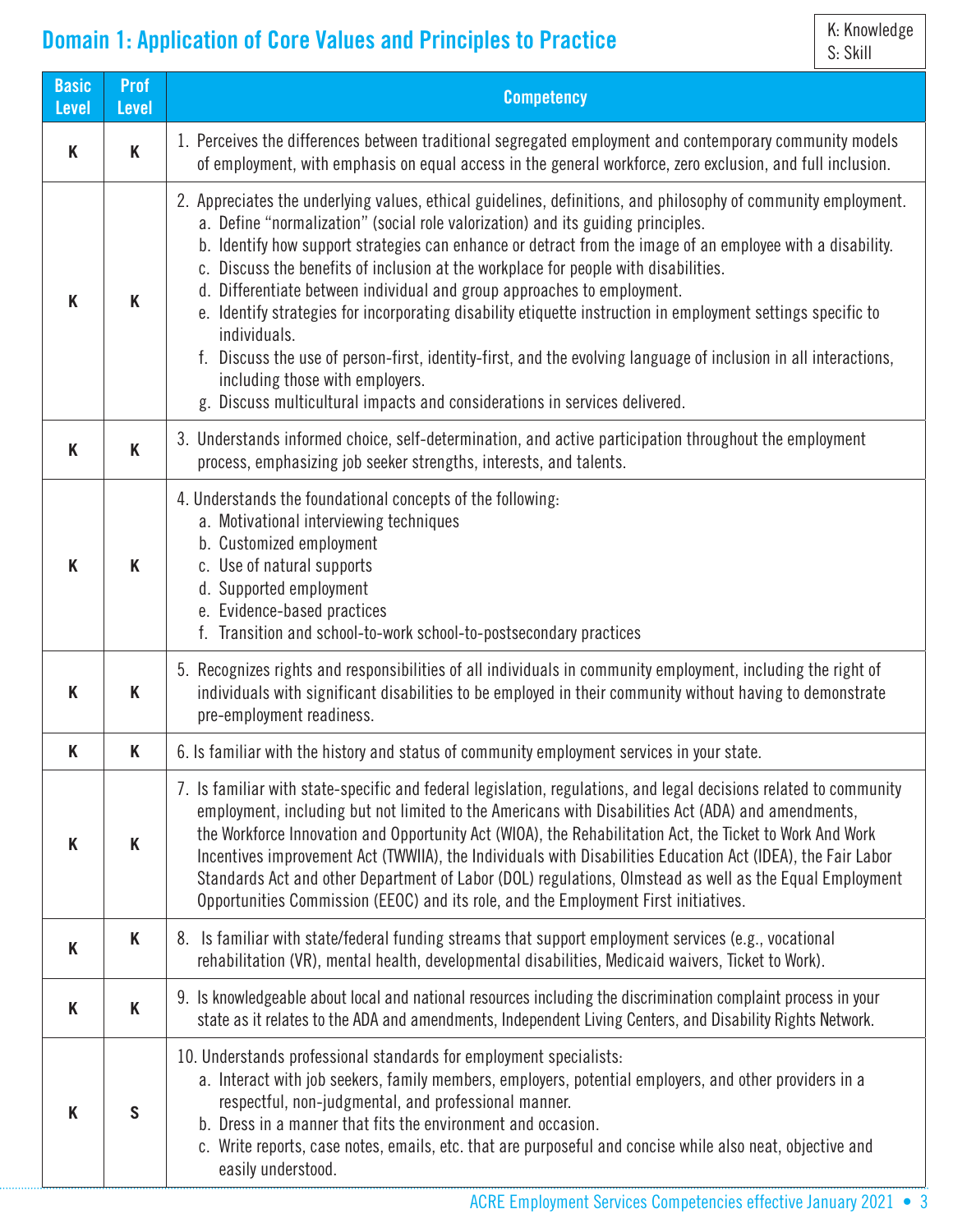## Domain 1: Application of Core Values and Principles to Practice

K: Knowledge
S: Skill

| Basic Level | Prof Level | Competency |
|---|---|---|
| K | K | 1. Perceives the differences between traditional segregated employment and contemporary community models of employment, with emphasis on equal access in the general workforce, zero exclusion, and full inclusion. |
| K | K | 2. Appreciates the underlying values, ethical guidelines, definitions, and philosophy of community employment.<br>a. Define "normalization" (social role valorization) and its guiding principles.<br>b. Identify how support strategies can enhance or detract from the image of an employee with a disability.<br>c. Discuss the benefits of inclusion at the workplace for people with disabilities.<br>d. Differentiate between individual and group approaches to employment.<br>e. Identify strategies for incorporating disability etiquette instruction in employment settings specific to individuals.<br>f. Discuss the use of person-first, identity-first, and the evolving language of inclusion in all interactions, including those with employers.<br>g. Discuss multicultural impacts and considerations in services delivered. |
| K | K | 3. Understands informed choice, self-determination, and active participation throughout the employment process, emphasizing job seeker strengths, interests, and talents. |
| K | K | 4. Understands the foundational concepts of the following:<br>a. Motivational interviewing techniques<br>b. Customized employment<br>c. Use of natural supports<br>d. Supported employment<br>e. Evidence-based practices<br>f. Transition and school-to-work school-to-postsecondary practices |
| K | K | 5. Recognizes rights and responsibilities of all individuals in community employment, including the right of individuals with significant disabilities to be employed in their community without having to demonstrate pre-employment readiness. |
| K | K | 6. Is familiar with the history and status of community employment services in your state. |
| K | K | 7. Is familiar with state-specific and federal legislation, regulations, and legal decisions related to community employment, including but not limited to the Americans with Disabilities Act (ADA) and amendments, the Workforce Innovation and Opportunity Act (WIOA), the Rehabilitation Act, the Ticket to Work And Work Incentives improvement Act (TWWIIA), the Individuals with Disabilities Education Act (IDEA), the Fair Labor Standards Act and other Department of Labor (DOL) regulations, Olmstead as well as the Equal Employment Opportunities Commission (EEOC) and its role, and the Employment First initiatives. |
| K | K | 8. Is familiar with state/federal funding streams that support employment services (e.g., vocational rehabilitation (VR), mental health, developmental disabilities, Medicaid waivers, Ticket to Work). |
| K | K | 9. Is knowledgeable about local and national resources including the discrimination complaint process in your state as it relates to the ADA and amendments, Independent Living Centers, and Disability Rights Network. |
| K | S | 10. Understands professional standards for employment specialists:<br>a. Interact with job seekers, family members, employers, potential employers, and other providers in a respectful, non-judgmental, and professional manner.<br>b. Dress in a manner that fits the environment and occasion.<br>c. Write reports, case notes, emails, etc. that are purposeful and concise while also neat, objective and easily understood. |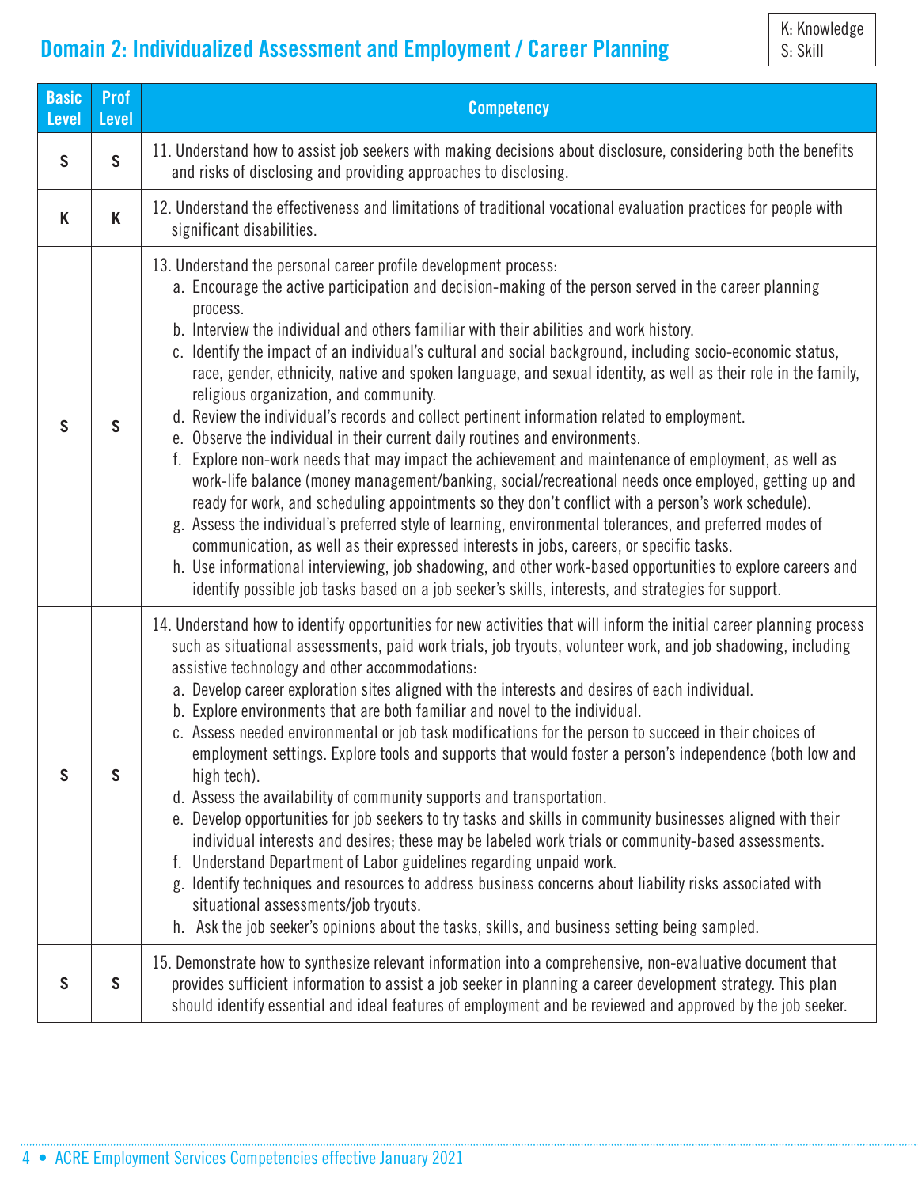## Domain 2: Individualized Assessment and Employment / Career Planning

K: Knowledge
S: Skill

| Basic Level | Prof Level | Competency |
|---|---|---|
| S | S | 11. Understand how to assist job seekers with making decisions about disclosure, considering both the benefits and risks of disclosing and providing approaches to disclosing. |
| K | K | 12. Understand the effectiveness and limitations of traditional vocational evaluation practices for people with significant disabilities. |
| S | S | 13. Understand the personal career profile development process:<br>a. Encourage the active participation and decision-making of the person served in the career planning process.<br>b. Interview the individual and others familiar with their abilities and work history.<br>c. Identify the impact of an individual's cultural and social background, including socio-economic status, race, gender, ethnicity, native and spoken language, and sexual identity, as well as their role in the family, religious organization, and community.<br>d. Review the individual's records and collect pertinent information related to employment.<br>e. Observe the individual in their current daily routines and environments.<br>f. Explore non-work needs that may impact the achievement and maintenance of employment, as well as work-life balance (money management/banking, social/recreational needs once employed, getting up and ready for work, and scheduling appointments so they don't conflict with a person's work schedule).<br>g. Assess the individual's preferred style of learning, environmental tolerances, and preferred modes of communication, as well as their expressed interests in jobs, careers, or specific tasks.<br>h. Use informational interviewing, job shadowing, and other work-based opportunities to explore careers and identify possible job tasks based on a job seeker's skills, interests, and strategies for support. |
| S | S | 14. Understand how to identify opportunities for new activities that will inform the initial career planning process such as situational assessments, paid work trials, job tryouts, volunteer work, and job shadowing, including assistive technology and other accommodations:<br>a. Develop career exploration sites aligned with the interests and desires of each individual.<br>b. Explore environments that are both familiar and novel to the individual.<br>c. Assess needed environmental or job task modifications for the person to succeed in their choices of employment settings. Explore tools and supports that would foster a person's independence (both low and high tech).<br>d. Assess the availability of community supports and transportation.<br>e. Develop opportunities for job seekers to try tasks and skills in community businesses aligned with their individual interests and desires; these may be labeled work trials or community-based assessments.<br>f. Understand Department of Labor guidelines regarding unpaid work.<br>g. Identify techniques and resources to address business concerns about liability risks associated with situational assessments/job tryouts.<br>h. Ask the job seeker's opinions about the tasks, skills, and business setting being sampled. |
| S | S | 15. Demonstrate how to synthesize relevant information into a comprehensive, non-evaluative document that provides sufficient information to assist a job seeker in planning a career development strategy. This plan should identify essential and ideal features of employment and be reviewed and approved by the job seeker. |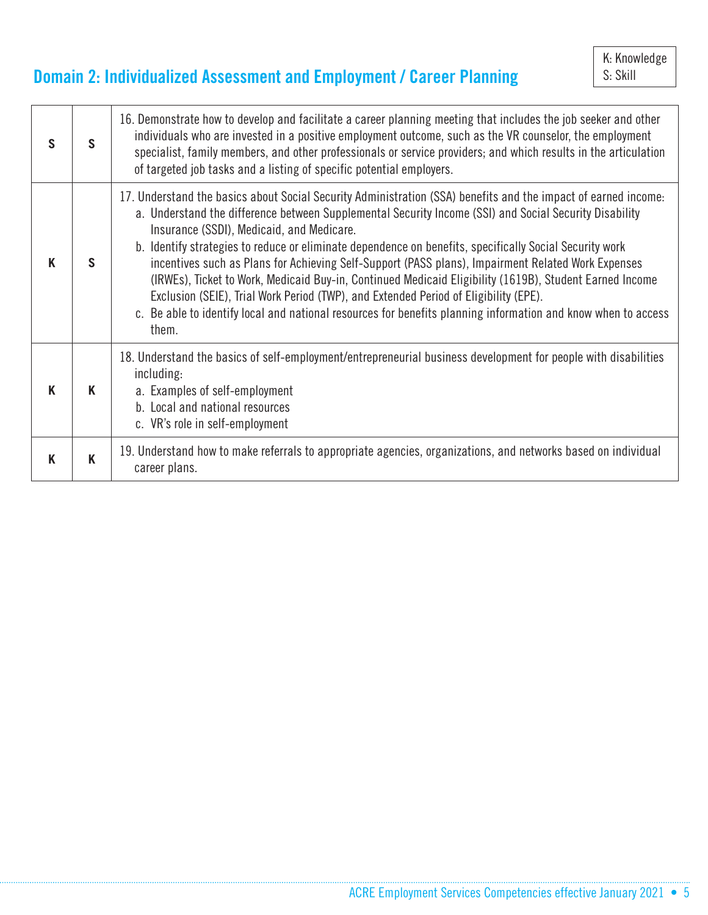## Domain 2: Individualized Assessment and Employment / Career Planning

K: Knowledge
S: Skill

| | | |
|---|---|---|
| **S** | **S** | 16. Demonstrate how to develop and facilitate a career planning meeting that includes the job seeker and other individuals who are invested in a positive employment outcome, such as the VR counselor, the employment specialist, family members, and other professionals or service providers; and which results in the articulation of targeted job tasks and a listing of specific potential employers. |
| **K** | **S** | 17. Understand the basics about Social Security Administration (SSA) benefits and the impact of earned income:<br>a. Understand the difference between Supplemental Security Income (SSI) and Social Security Disability Insurance (SSDI), Medicaid, and Medicare.<br>b. Identify strategies to reduce or eliminate dependence on benefits, specifically Social Security work incentives such as Plans for Achieving Self-Support (PASS plans), Impairment Related Work Expenses (IRWEs), Ticket to Work, Medicaid Buy-in, Continued Medicaid Eligibility (1619B), Student Earned Income Exclusion (SEIE), Trial Work Period (TWP), and Extended Period of Eligibility (EPE).<br>c. Be able to identify local and national resources for benefits planning information and know when to access them. |
| **K** | **K** | 18. Understand the basics of self-employment/entrepreneurial business development for people with disabilities including:<br>a. Examples of self-employment<br>b. Local and national resources<br>c. VR's role in self-employment |
| **K** | **K** | 19. Understand how to make referrals to appropriate agencies, organizations, and networks based on individual career plans. |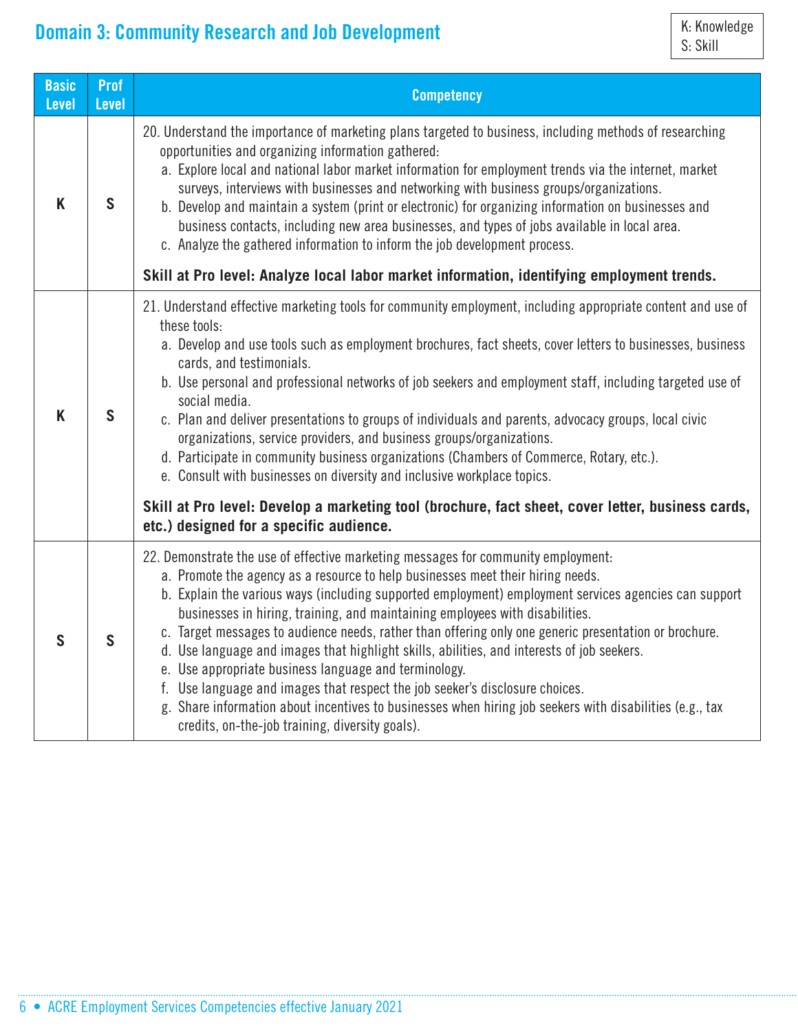## Domain 3: Community Research and Job Development

K: Knowledge
S: Skill

| Basic Level | Prof Level | Competency |
|---|---|---|
| K | S | 20. Understand the importance of marketing plans targeted to business, including methods of researching opportunities and organizing information gathered:<br>a. Explore local and national labor market information for employment trends via the internet, market surveys, interviews with businesses and networking with business groups/organizations.<br>b. Develop and maintain a system (print or electronic) for organizing information on businesses and business contacts, including new area businesses, and types of jobs available in local area.<br>c. Analyze the gathered information to inform the job development process.<br><br>**Skill at Pro level: Analyze local labor market information, identifying employment trends.** |
| K | S | 21. Understand effective marketing tools for community employment, including appropriate content and use of these tools:<br>a. Develop and use tools such as employment brochures, fact sheets, cover letters to businesses, business cards, and testimonials.<br>b. Use personal and professional networks of job seekers and employment staff, including targeted use of social media.<br>c. Plan and deliver presentations to groups of individuals and parents, advocacy groups, local civic organizations, service providers, and business groups/organizations.<br>d. Participate in community business organizations (Chambers of Commerce, Rotary, etc.).<br>e. Consult with businesses on diversity and inclusive workplace topics.<br><br>**Skill at Pro level: Develop a marketing tool (brochure, fact sheet, cover letter, business cards, etc.) designed for a specific audience.** |
| S | S | 22. Demonstrate the use of effective marketing messages for community employment:<br>a. Promote the agency as a resource to help businesses meet their hiring needs.<br>b. Explain the various ways (including supported employment) employment services agencies can support businesses in hiring, training, and maintaining employees with disabilities.<br>c. Target messages to audience needs, rather than offering only one generic presentation or brochure.<br>d. Use language and images that highlight skills, abilities, and interests of job seekers.<br>e. Use appropriate business language and terminology.<br>f. Use language and images that respect the job seeker's disclosure choices.<br>g. Share information about incentives to businesses when hiring job seekers with disabilities (e.g., tax credits, on-the-job training, diversity goals). |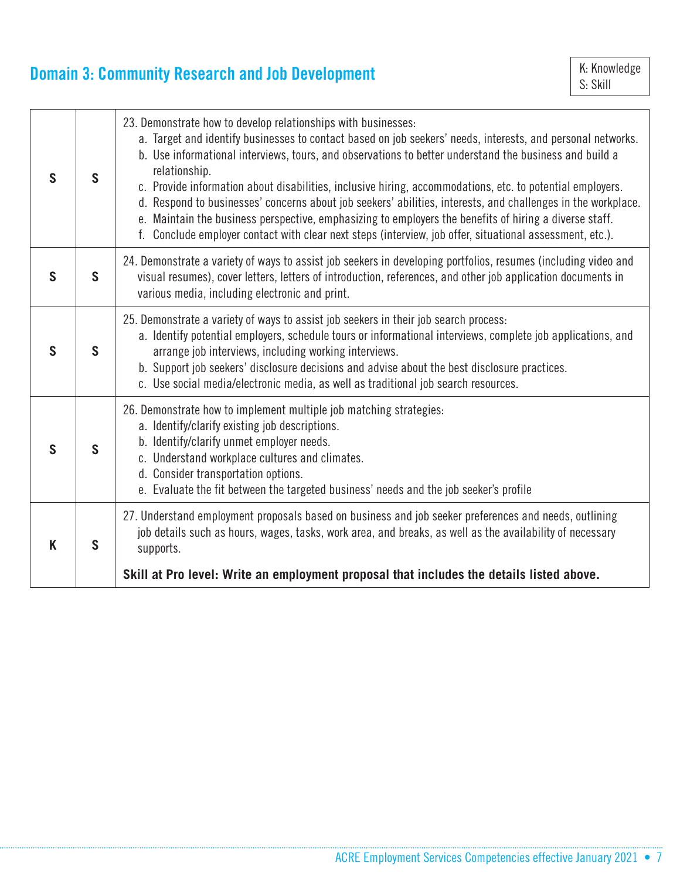## Domain 3: Community Research and Job Development

K: Knowledge
S: Skill

| | | |
|---|---|---|
| S | S | 23. Demonstrate how to develop relationships with businesses:<br>a. Target and identify businesses to contact based on job seekers' needs, interests, and personal networks.<br>b. Use informational interviews, tours, and observations to better understand the business and build a relationship.<br>c. Provide information about disabilities, inclusive hiring, accommodations, etc. to potential employers.<br>d. Respond to businesses' concerns about job seekers' abilities, interests, and challenges in the workplace.<br>e. Maintain the business perspective, emphasizing to employers the benefits of hiring a diverse staff.<br>f. Conclude employer contact with clear next steps (interview, job offer, situational assessment, etc.). |
| S | S | 24. Demonstrate a variety of ways to assist job seekers in developing portfolios, resumes (including video and visual resumes), cover letters, letters of introduction, references, and other job application documents in various media, including electronic and print. |
| S | S | 25. Demonstrate a variety of ways to assist job seekers in their job search process:<br>a. Identify potential employers, schedule tours or informational interviews, complete job applications, and arrange job interviews, including working interviews.<br>b. Support job seekers' disclosure decisions and advise about the best disclosure practices.<br>c. Use social media/electronic media, as well as traditional job search resources. |
| S | S | 26. Demonstrate how to implement multiple job matching strategies:<br>a. Identify/clarify existing job descriptions.<br>b. Identify/clarify unmet employer needs.<br>c. Understand workplace cultures and climates.<br>d. Consider transportation options.<br>e. Evaluate the fit between the targeted business' needs and the job seeker's profile |
| K | S | 27. Understand employment proposals based on business and job seeker preferences and needs, outlining job details such as hours, wages, tasks, work area, and breaks, as well as the availability of necessary supports.<br><br>**Skill at Pro level: Write an employment proposal that includes the details listed above.** |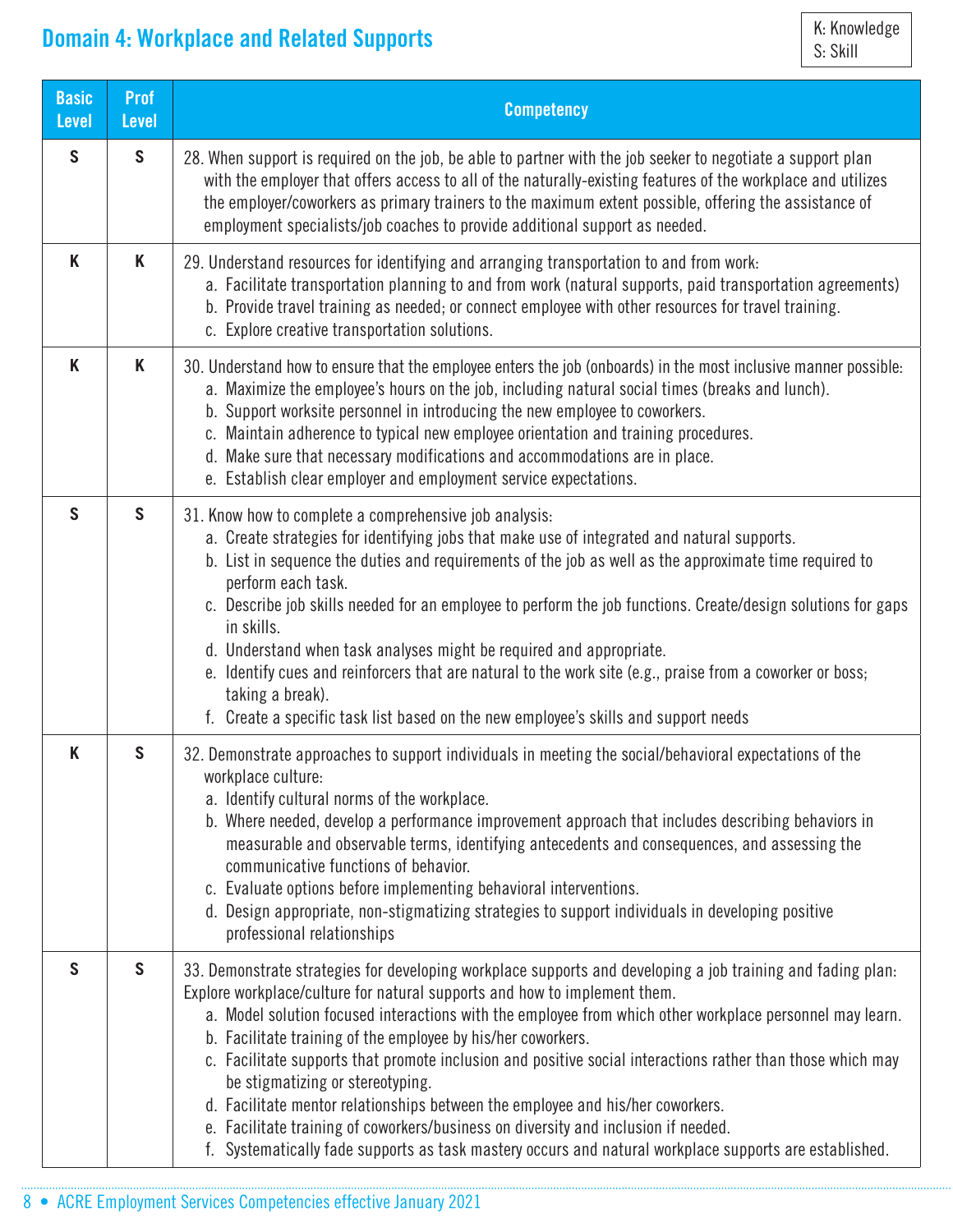## Domain 4: Workplace and Related Supports

K: Knowledge
S: Skill

| Basic Level | Prof Level | Competency |
|---|---|---|
| S | S | 28. When support is required on the job, be able to partner with the job seeker to negotiate a support plan with the employer that offers access to all of the naturally-existing features of the workplace and utilizes the employer/coworkers as primary trainers to the maximum extent possible, offering the assistance of employment specialists/job coaches to provide additional support as needed. |
| K | K | 29. Understand resources for identifying and arranging transportation to and from work:<br>a. Facilitate transportation planning to and from work (natural supports, paid transportation agreements)<br>b. Provide travel training as needed; or connect employee with other resources for travel training.<br>c. Explore creative transportation solutions. |
| K | K | 30. Understand how to ensure that the employee enters the job (onboards) in the most inclusive manner possible:<br>a. Maximize the employee's hours on the job, including natural social times (breaks and lunch).<br>b. Support worksite personnel in introducing the new employee to coworkers.<br>c. Maintain adherence to typical new employee orientation and training procedures.<br>d. Make sure that necessary modifications and accommodations are in place.<br>e. Establish clear employer and employment service expectations. |
| S | S | 31. Know how to complete a comprehensive job analysis:<br>a. Create strategies for identifying jobs that make use of integrated and natural supports.<br>b. List in sequence the duties and requirements of the job as well as the approximate time required to perform each task.<br>c. Describe job skills needed for an employee to perform the job functions. Create/design solutions for gaps in skills.<br>d. Understand when task analyses might be required and appropriate.<br>e. Identify cues and reinforcers that are natural to the work site (e.g., praise from a coworker or boss; taking a break).<br>f. Create a specific task list based on the new employee's skills and support needs |
| K | S | 32. Demonstrate approaches to support individuals in meeting the social/behavioral expectations of the workplace culture:<br>a. Identify cultural norms of the workplace.<br>b. Where needed, develop a performance improvement approach that includes describing behaviors in measurable and observable terms, identifying antecedents and consequences, and assessing the communicative functions of behavior.<br>c. Evaluate options before implementing behavioral interventions.<br>d. Design appropriate, non-stigmatizing strategies to support individuals in developing positive professional relationships |
| S | S | 33. Demonstrate strategies for developing workplace supports and developing a job training and fading plan: Explore workplace/culture for natural supports and how to implement them.<br>a. Model solution focused interactions with the employee from which other workplace personnel may learn.<br>b. Facilitate training of the employee by his/her coworkers.<br>c. Facilitate supports that promote inclusion and positive social interactions rather than those which may be stigmatizing or stereotyping.<br>d. Facilitate mentor relationships between the employee and his/her coworkers.<br>e. Facilitate training of coworkers/business on diversity and inclusion if needed.<br>f. Systematically fade supports as task mastery occurs and natural workplace supports are established. |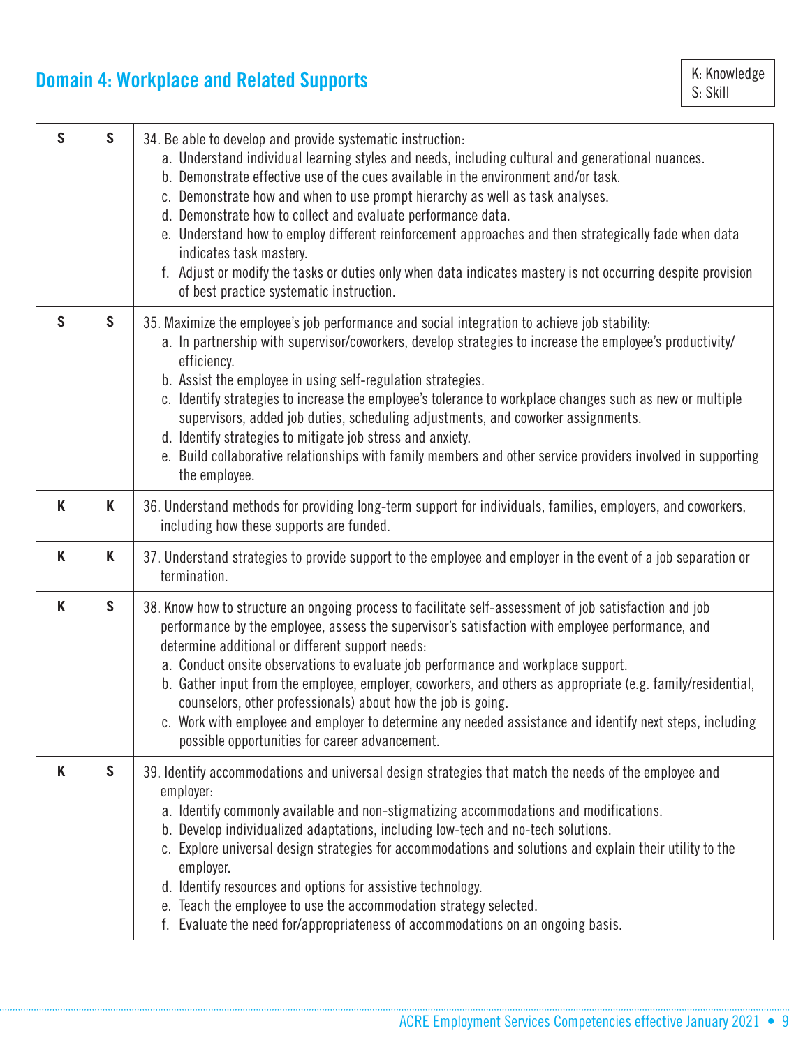## Domain 4: Workplace and Related Supports

K: Knowledge
S: Skill

| | | |
|---|---|---|
| **S** | **S** | 34. Be able to develop and provide systematic instruction:<br>a. Understand individual learning styles and needs, including cultural and generational nuances.<br>b. Demonstrate effective use of the cues available in the environment and/or task.<br>c. Demonstrate how and when to use prompt hierarchy as well as task analyses.<br>d. Demonstrate how to collect and evaluate performance data.<br>e. Understand how to employ different reinforcement approaches and then strategically fade when data indicates task mastery.<br>f. Adjust or modify the tasks or duties only when data indicates mastery is not occurring despite provision of best practice systematic instruction. |
| **S** | **S** | 35. Maximize the employee's job performance and social integration to achieve job stability:<br>a. In partnership with supervisor/coworkers, develop strategies to increase the employee's productivity/efficiency.<br>b. Assist the employee in using self-regulation strategies.<br>c. Identify strategies to increase the employee's tolerance to workplace changes such as new or multiple supervisors, added job duties, scheduling adjustments, and coworker assignments.<br>d. Identify strategies to mitigate job stress and anxiety.<br>e. Build collaborative relationships with family members and other service providers involved in supporting the employee. |
| **K** | **K** | 36. Understand methods for providing long-term support for individuals, families, employers, and coworkers, including how these supports are funded. |
| **K** | **K** | 37. Understand strategies to provide support to the employee and employer in the event of a job separation or termination. |
| **K** | **S** | 38. Know how to structure an ongoing process to facilitate self-assessment of job satisfaction and job performance by the employee, assess the supervisor's satisfaction with employee performance, and determine additional or different support needs:<br>a. Conduct onsite observations to evaluate job performance and workplace support.<br>b. Gather input from the employee, employer, coworkers, and others as appropriate (e.g. family/residential, counselors, other professionals) about how the job is going.<br>c. Work with employee and employer to determine any needed assistance and identify next steps, including possible opportunities for career advancement. |
| **K** | **S** | 39. Identify accommodations and universal design strategies that match the needs of the employee and employer:<br>a. Identify commonly available and non-stigmatizing accommodations and modifications.<br>b. Develop individualized adaptations, including low-tech and no-tech solutions.<br>c. Explore universal design strategies for accommodations and solutions and explain their utility to the employer.<br>d. Identify resources and options for assistive technology.<br>e. Teach the employee to use the accommodation strategy selected.<br>f. Evaluate the need for/appropriateness of accommodations on an ongoing basis. |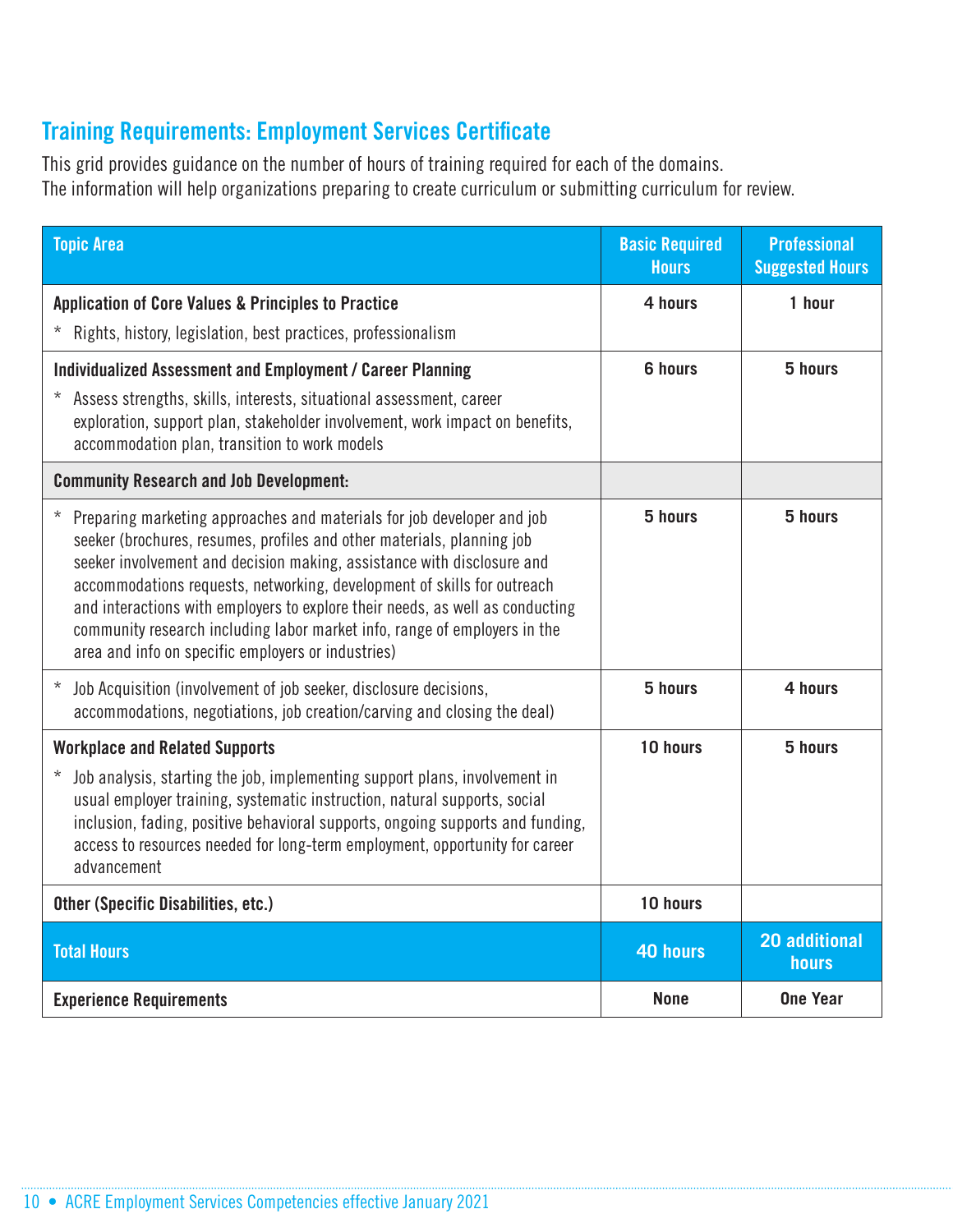## Training Requirements: Employment Services Certificate

This grid provides guidance on the number of hours of training required for each of the domains.
The information will help organizations preparing to create curriculum or submitting curriculum for review.

| Topic Area | Basic Required Hours | Professional Suggested Hours |
|---|---|---|
| **Application of Core Values & Principles to Practice**<br>* Rights, history, legislation, best practices, professionalism | 4 hours | 1 hour |
| **Individualized Assessment and Employment / Career Planning**<br>* Assess strengths, skills, interests, situational assessment, career exploration, support plan, stakeholder involvement, work impact on benefits, accommodation plan, transition to work models | 6 hours | 5 hours |
| **Community Research and Job Development:** | | |
| * Preparing marketing approaches and materials for job developer and job seeker (brochures, resumes, profiles and other materials, planning job seeker involvement and decision making, assistance with disclosure and accommodations requests, networking, development of skills for outreach and interactions with employers to explore their needs, as well as conducting community research including labor market info, range of employers in the area and info on specific employers or industries) | 5 hours | 5 hours |
| * Job Acquisition (involvement of job seeker, disclosure decisions, accommodations, negotiations, job creation/carving and closing the deal) | 5 hours | 4 hours |
| **Workplace and Related Supports**<br>* Job analysis, starting the job, implementing support plans, involvement in usual employer training, systematic instruction, natural supports, social inclusion, fading, positive behavioral supports, ongoing supports and funding, access to resources needed for long-term employment, opportunity for career advancement | 10 hours | 5 hours |
| **Other (Specific Disabilities, etc.)** | 10 hours | |
| **Total Hours** | **40 hours** | **20 additional hours** |
| **Experience Requirements** | None | One Year |

10 • ACRE Employment Services Competencies effective January 2021